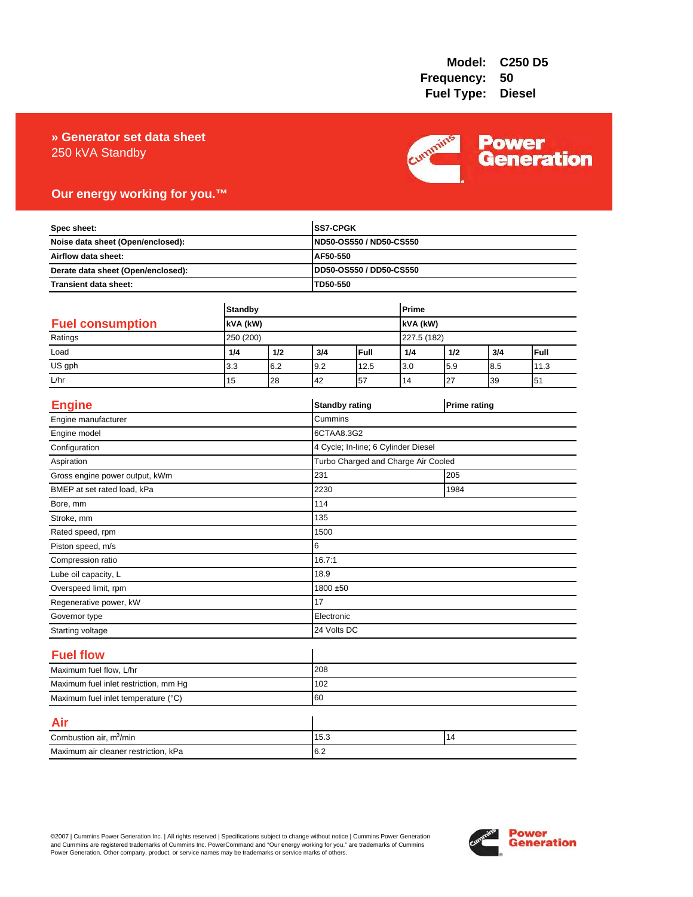Model: C250 D5
Frequency: 50
Fuel Type: Diesel

# » Generator set data sheet

250 kVA Standby

**Our energy working for you.™**

| | |
|---|---|
| **Spec sheet:** | **SS7-CPGK** |
| **Noise data sheet (Open/enclosed):** | **ND50-OS550 / ND50-CS550** |
| **Airflow data sheet:** | **AF50-550** |
| **Derate data sheet (Open/enclosed):** | **DD50-OS550 / DD50-CS550** |
| **Transient data sheet:** | **TD50-550** |

## Fuel consumption

| | **Standby** | | | | **Prime** | | | |
|---|---|---|---|---|---|---|---|---|
| | **kVA (kW)** | | | | **kVA (kW)** | | | |
| Ratings | 250 (200) | | | | 227.5 (182) | | | |
| Load | **1/4** | **1/2** | **3/4** | **Full** | **1/4** | **1/2** | **3/4** | **Full** |
| US gph | 3.3 | 6.2 | 9.2 | 12.5 | 3.0 | 5.9 | 8.5 | 11.3 |
| L/hr | 15 | 28 | 42 | 57 | 14 | 27 | 39 | 51 |

## Engine

| | **Standby rating** | **Prime rating** |
|---|---|---|
| Engine manufacturer | Cummins | |
| Engine model | 6CTAA8.3G2 | |
| Configuration | 4 Cycle; In-line; 6 Cylinder Diesel | |
| Aspiration | Turbo Charged and Charge Air Cooled | |
| Gross engine power output, kWm | 231 | 205 |
| BMEP at set rated load, kPa | 2230 | 1984 |
| Bore, mm | 114 | |
| Stroke, mm | 135 | |
| Rated speed, rpm | 1500 | |
| Piston speed, m/s | 6 | |
| Compression ratio | 16.7:1 | |
| Lube oil capacity, L | 18.9 | |
| Overspeed limit, rpm | 1800 ±50 | |
| Regenerative power, kW | 17 | |
| Governor type | Electronic | |
| Starting voltage | 24 Volts DC | |

## Fuel flow

| | |
|---|---|
| Maximum fuel flow, L/hr | 208 |
| Maximum fuel inlet restriction, mm Hg | 102 |
| Maximum fuel inlet temperature (°C) | 60 |

## Air

| | | |
|---|---|---|
| Combustion air, $m^3$/min | 15.3 | 14 |
| Maximum air cleaner restriction, kPa | 6.2 | |

©2007 | Cummins Power Generation Inc. | All rights reserved | Specifications subject to change without notice | Cummins Power Generation and Cummins are registered trademarks of Cummins Inc. PowerCommand and "Our energy working for you." are trademarks of Cummins Power Generation. Other company, product, or service names may be trademarks or service marks of others.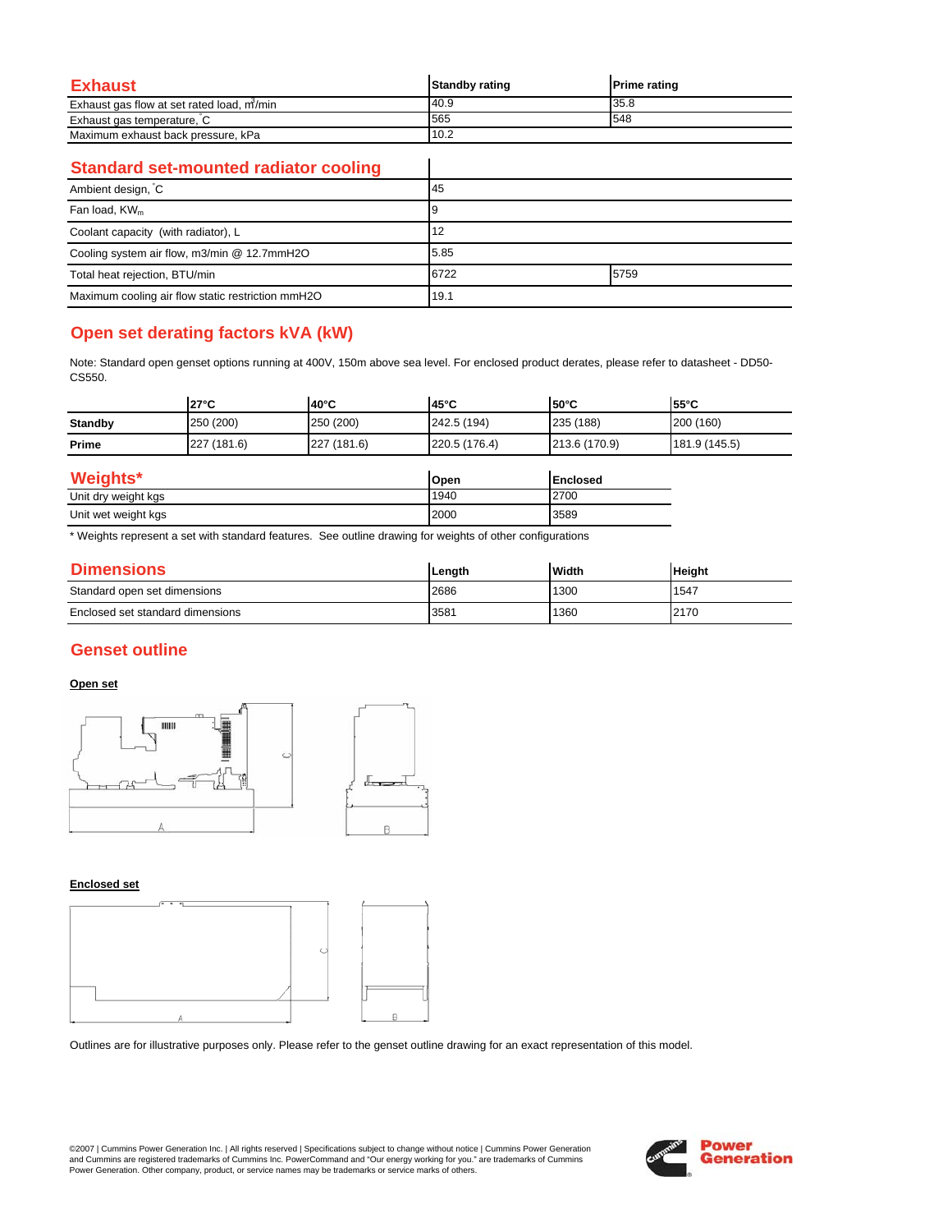## Exhaust

| Exhaust | Standby rating | Prime rating |
|---|---|---|
| Exhaust gas flow at set rated load, $m^3$/min | 40.9 | 35.8 |
| Exhaust gas temperature, °C | 565 | 548 |
| Maximum exhaust back pressure, kPa | 10.2 | |

## Standard set-mounted radiator cooling

| Standard set-mounted radiator cooling | | |
|---|---|---|
| Ambient design, °C | 45 | |
| Fan load, $KW_m$ | 9 | |
| Coolant capacity (with radiator), L | 12 | |
| Cooling system air flow, m3/min @ 12.7mmH2O | 5.85 | |
| Total heat rejection, BTU/min | 6722 | 5759 |
| Maximum cooling air flow static restriction mmH2O | 19.1 | |

## Open set derating factors kVA (kW)

Note: Standard open genset options running at 400V, 150m above sea level. For enclosed product derates, please refer to datasheet - DD50-CS550.

| | 27°C | 40°C | 45°C | 50°C | 55°C |
|---|---|---|---|---|---|
| **Standby** | 250 (200) | 250 (200) | 242.5 (194) | 235 (188) | 200 (160) |
| **Prime** | 227 (181.6) | 227 (181.6) | 220.5 (176.4) | 213.6 (170.9) | 181.9 (145.5) |

## Weights*

| Weights* | Open | Enclosed |
|---|---|---|
| Unit dry weight kgs | 1940 | 2700 |
| Unit wet weight kgs | 2000 | 3589 |

* Weights represent a set with standard features. See outline drawing for weights of other configurations

## Dimensions

| Dimensions | Length | Width | Height |
|---|---|---|---|
| Standard open set dimensions | 2686 | 1300 | 1547 |
| Enclosed set standard dimensions | 3581 | 1360 | 2170 |

## Genset outline

**Open set**

**Enclosed set**

Outlines are for illustrative purposes only. Please refer to the genset outline drawing for an exact representation of this model.

©2007 | Cummins Power Generation Inc. | All rights reserved | Specifications subject to change without notice | Cummins Power Generation and Cummins are registered trademarks of Cummins Inc. PowerCommand and "Our energy working for you." are trademarks of Cummins Power Generation. Other company, product, or service names may be trademarks or service marks of others.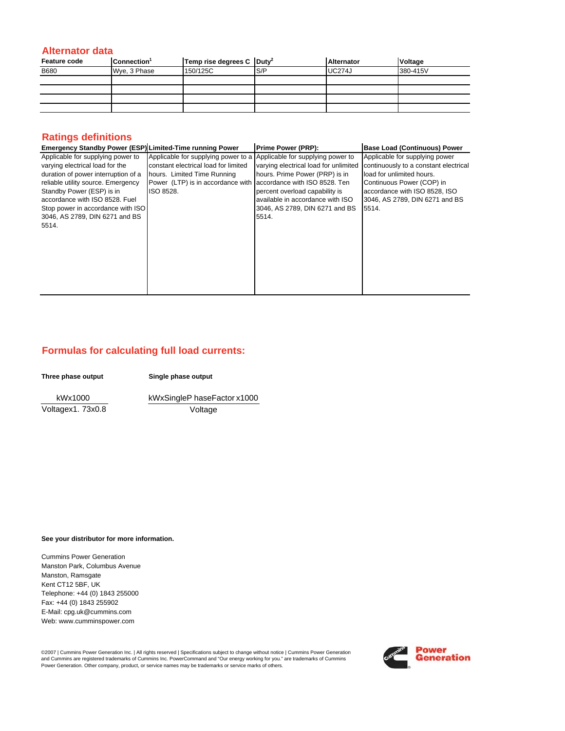## Alternator data

| Feature code | Connection[1] | Temp rise degrees C | Duty[2] | Alternator | Voltage |
|---|---|---|---|---|---|
| B680 | Wye, 3 Phase | 150/125C | S/P | UC274J | 380-415V |
| | | | | | |
| | | | | | |
| | | | | | |
| | | | | | |

## Ratings definitions

| Emergency Standby Power (ESP) | Limited-Time running Power | Prime Power (PRP): | Base Load (Continuous) Power |
|---|---|---|---|
| Applicable for supplying power to varying electrical load for the duration of power interruption of a reliable utility source. Emergency Standby Power (ESP) is in accordance with ISO 8528. Fuel Stop power in accordance with ISO 3046, AS 2789, DIN 6271 and BS 5514. | Applicable for supplying power to a constant electrical load for limited hours. Limited Time Running Power (LTP) is in accordance with ISO 8528. | Applicable for supplying power to varying electrical load for unlimited hours. Prime Power (PRP) is in accordance with ISO 8528. Ten percent overload capability is available in accordance with ISO 3046, AS 2789, DIN 6271 and BS 5514. | Applicable for supplying power continuously to a constant electrical load for unlimited hours. Continuous Power (COP) in accordance with ISO 8528, ISO 3046, AS 2789, DIN 6271 and BS 5514. |

## Formulas for calculating full load currents:

**Three phase output**

$$\frac{kW \times 1000}{Voltage \times 1.73 \times 0.8}$$

**Single phase output**

$$\frac{kW \times SinglePhaseFactor \times 1000}{Voltage}$$

**See your distributor for more information.**

Cummins Power Generation
Manston Park, Columbus Avenue
Manston, Ramsgate
Kent CT12 5BF, UK
Telephone: +44 (0) 1843 255000
Fax: +44 (0) 1843 255902
E-Mail: cpg.uk@cummins.com
Web: www.cumminspower.com

©2007 | Cummins Power Generation Inc. | All rights reserved | Specifications subject to change without notice | Cummins Power Generation and Cummins are registered trademarks of Cummins Inc. PowerCommand and "Our energy working for you." are trademarks of Cummins Power Generation. Other company, product, or service names may be trademarks or service marks of others.

Cummins Power Generation